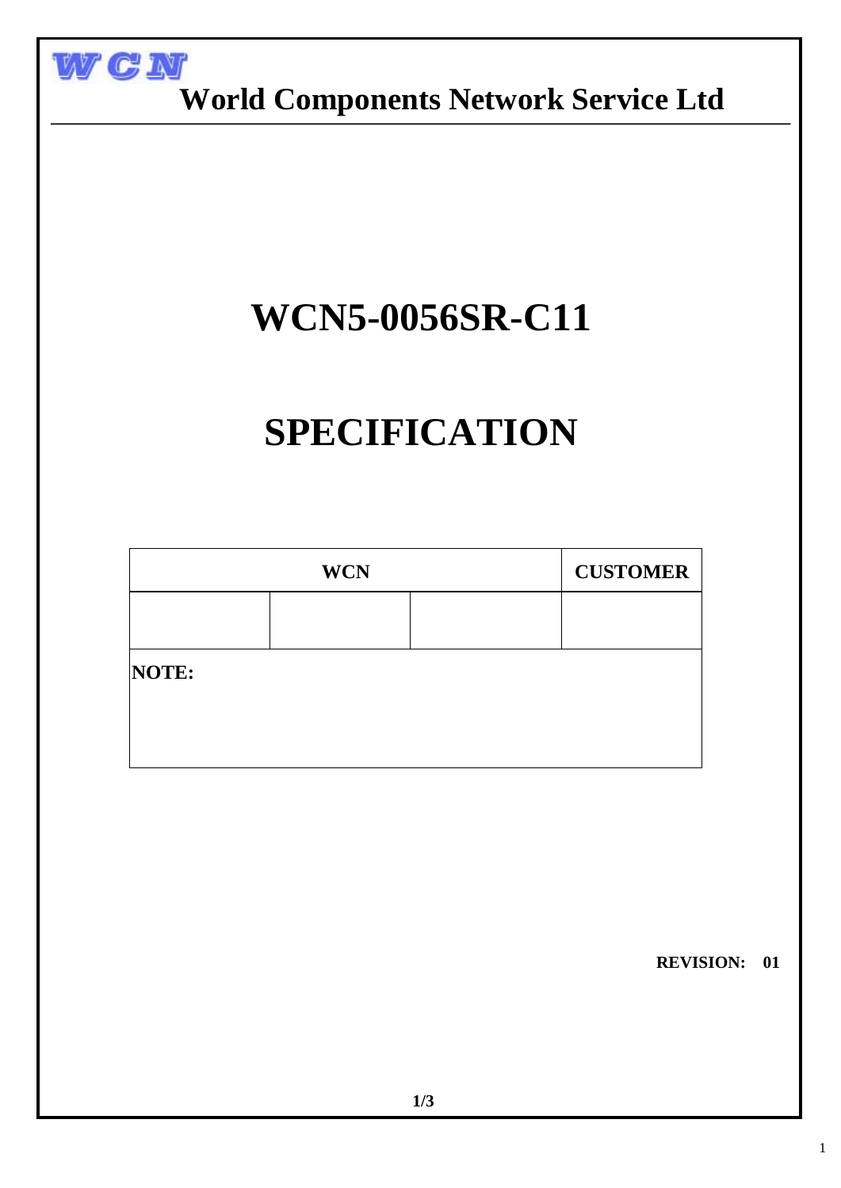WCN

**World Components Network Service Ltd**

# WCN5-0056SR-C11

# SPECIFICATION

| WCN | | | CUSTOMER |
|---|---|---|---|
| | | | |
| **NOTE:** | | | |

**REVISION: 01**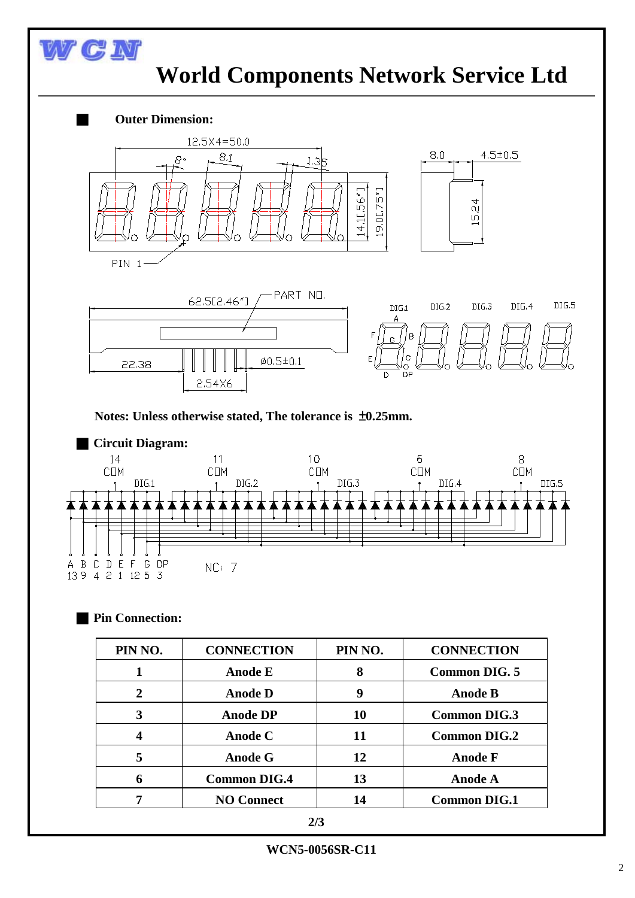# World Components Network Service Ltd

## Outer Dimension:

12.5X4=50.0

8°

8.1

1.35

14.1[.56"]

19.0[.75"]

8.0

4.5±0.5

15.24

PIN 1

62.5[2.46"]

PART NO.

22.38

ø0.5±0.1

2.54X6

DIG.1 DIG.2 DIG.3 DIG.4 DIG.5

A B C D E F G DP

**Notes: Unless stated otherwise, The tolerance is ±0.25mm.**

## Circuit Diagram:

14 COM DIG.1

11 COM DIG.2

10 COM DIG.3

6 COM DIG.4

8 COM DIG.5

A B C D E F G DP

13 9 4 2 1 12 5 3

NC: 7

## Pin Connection:

| PIN NO. | CONNECTION | PIN NO. | CONNECTION |
|---|---|---|---|
| 1 | Anode E | 8 | Common DIG. 5 |
| 2 | Anode D | 9 | Anode B |
| 3 | Anode DP | 10 | Common DIG.3 |
| 4 | Anode C | 11 | Common DIG.2 |
| 5 | Anode G | 12 | Anode F |
| 6 | Common DIG.4 | 13 | Anode A |
| 7 | NO Connect | 14 | Common DIG.1 |

WCN5-0056SR-C11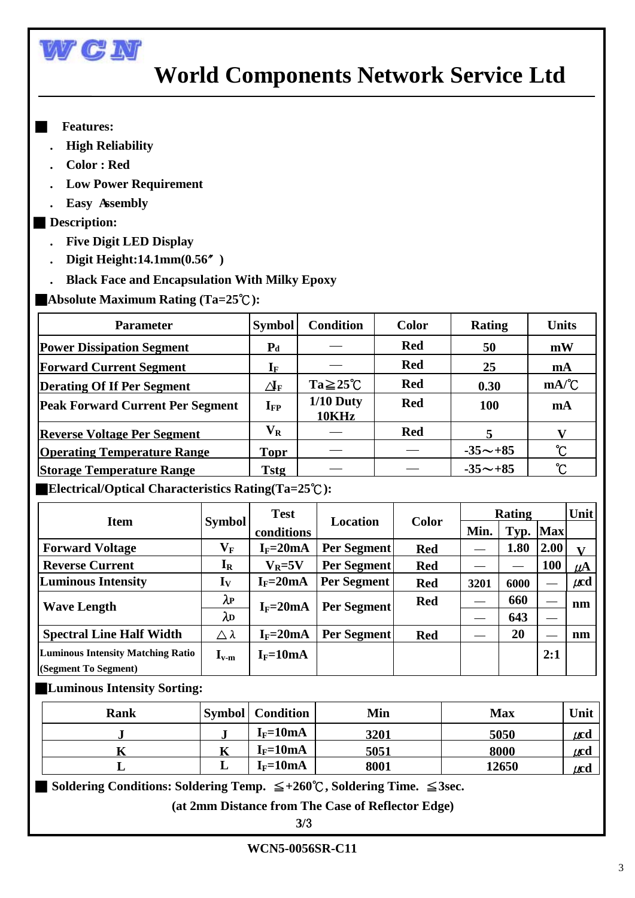# World Components Network Service Ltd

- **Features:**
  - High Reliability
  - Color : Red
  - Low Power Requirement
  - Easy Assembly
- **Description:**
  - Five Digit LED Display
  - Digit Height:14.1mm(0.56″)
  - Black Face and Encapsulation With Milky Epoxy

**Absolute Maximum Rating (Ta=25℃):**

| Parameter | Symbol | Condition | Color | Rating | Units |
|---|---|---|---|---|---|
| Power Dissipation Segment | $P_d$ | — | Red | 50 | mW |
| Forward Current Segment | $I_F$ | — | Red | 25 | mA |
| Derating Of If Per Segment | $\triangle I_F$ | Ta≧25℃ | Red | 0.30 | mA/℃ |
| Peak Forward Current Per Segment | $I_{FP}$ | 1/10 Duty 10KHz | Red | 100 | mA |
| Reverse Voltage Per Segment | $V_R$ | — | Red | 5 | V |
| Operating Temperature Range | Topr | — | — | -35～+85 | ℃ |
| Storage Temperature Range | Tstg | — | — | -35～+85 | ℃ |

**Electrical/Optical Characteristics Rating(Ta=25℃):**

| Item | Symbol | Test conditions | Location | Color | Rating | | | Unit |
|---|---|---|---|---|---|---|---|---|
| | | | | | Min. | Typ. | Max | |
| Forward Voltage | $V_F$ | $I_F$=20mA | Per Segment | Red | — | 1.80 | 2.00 | V |
| Reverse Current | $I_R$ | $V_R$=5V | Per Segment | Red | — | — | 100 | μA |
| Luminous Intensity | $I_V$ | $I_F$=20mA | Per Segment | Red | 3201 | 6000 | — | μcd |
| Wave Length | $\lambda_P$ | $I_F$=20mA | Per Segment | Red | — | 660 | — | nm |
| | $\lambda_D$ | | | | — | 643 | — | |
| Spectral Line Half Width | $\triangle\lambda$ | $I_F$=20mA | Per Segment | Red | — | 20 | — | nm |
| Luminous Intensity Matching Ratio (Segment To Segment) | $I_{v\text{-}m}$ | $I_F$=10mA | | | | | 2:1 | |

**Luminous Intensity Sorting:**

| Rank | Symbol | Condition | Min | Max | Unit |
|---|---|---|---|---|---|
| J | J | $I_F$=10mA | 3201 | 5050 | μcd |
| K | K | $I_F$=10mA | 5051 | 8000 | μcd |
| L | L | $I_F$=10mA | 8001 | 12650 | μcd |

**Soldering Conditions: Soldering Temp. ≦+260℃, Soldering Time. ≦3sec.**

**(at 2mm Distance from The Case of Reflector Edge)**

**WCN5-0056SR-C11**